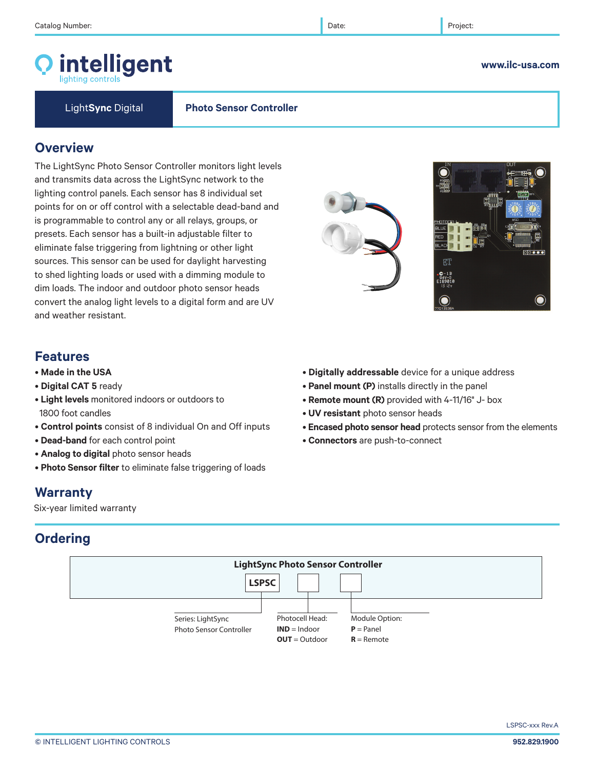Catalog Number: | Date: | Project:

# intelligent lighting controls

www.ilc-usa.com

**LightSync Digital** — **Photo Sensor Controller**

## Overview

The LightSync Photo Sensor Controller monitors light levels and transmits data across the LightSync network to the lighting control panels. Each sensor has 8 individual set points for on or off control with a selectable dead-band and is programmable to control any or all relays, groups, or presets. Each sensor has a built-in adjustable filter to eliminate false triggering from lightning or other light sources. This sensor can be used for daylight harvesting to shed lighting loads or used with a dimming module to dim loads. The indoor and outdoor photo sensor heads convert the analog light levels to a digital form and are UV and weather resistant.

## Features

- **Made in the USA**
- **Digital CAT 5** ready
- **Light levels** monitored indoors or outdoors to 1800 foot candles
- **Control points** consist of 8 individual On and Off inputs
- **Dead-band** for each control point
- **Analog to digital** photo sensor heads
- **Photo Sensor filter** to eliminate false triggering of loads
- **Digitally addressable** device for a unique address
- **Panel mount (P)** installs directly in the panel
- **Remote mount (R)** provided with 4-11/16" J- box
- **UV resistant** photo sensor heads
- **Encased photo sensor head** protects sensor from the elements
- **Connectors** are push-to-connect

## Warranty

Six-year limited warranty

## Ordering

**LightSync Photo Sensor Controller**

| LSPSC | | |
|---|---|---|
| Series: LightSync Photo Sensor Controller | Photocell Head: **IND** = Indoor, **OUT** = Outdoor | Module Option: **P** = Panel, **R** = Remote |

LSPSC-xxx Rev.A

© INTELLIGENT LIGHTING CONTROLS

952.829.1900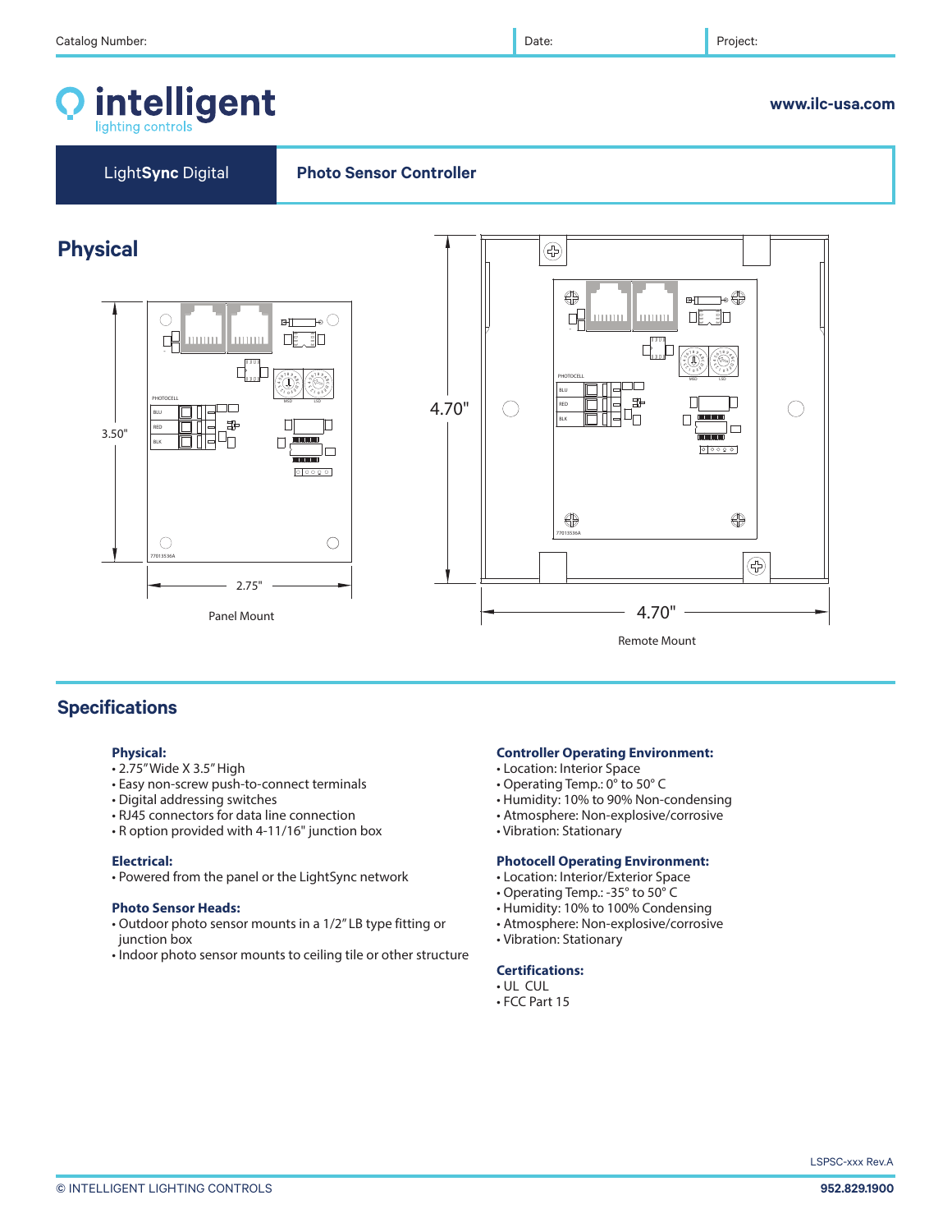Catalog Number: | Date: | Project:

# intelligent
lighting controls

**www.ilc-usa.com**

LightSync Digital | **Photo Sensor Controller**

## Physical

3.50"

2.75"

Panel Mount

4.70"

4.70"

Remote Mount

## Specifications

**Physical:**
- 2.75" Wide X 3.5" High
- Easy non-screw push-to-connect terminals
- Digital addressing switches
- RJ45 connectors for data line connection
- R option provided with 4-11/16" junction box

**Electrical:**
- Powered from the panel or the LightSync network

**Photo Sensor Heads:**
- Outdoor photo sensor mounts in a 1/2" LB type fitting or junction box
- Indoor photo sensor mounts to ceiling tile or other structure

**Controller Operating Environment:**
- Location: Interior Space
- Operating Temp.: 0° to 50° C
- Humidity: 10% to 90% Non-condensing
- Atmosphere: Non-explosive/corrosive
- Vibration: Stationary

**Photocell Operating Environment:**
- Location: Interior/Exterior Space
- Operating Temp.: -35° to 50° C
- Humidity: 10% to 100% Condensing
- Atmosphere: Non-explosive/corrosive
- Vibration: Stationary

**Certifications:**
- UL CUL
- FCC Part 15

LSPSC-xxx Rev.A

© INTELLIGENT LIGHTING CONTROLS

952.829.1900